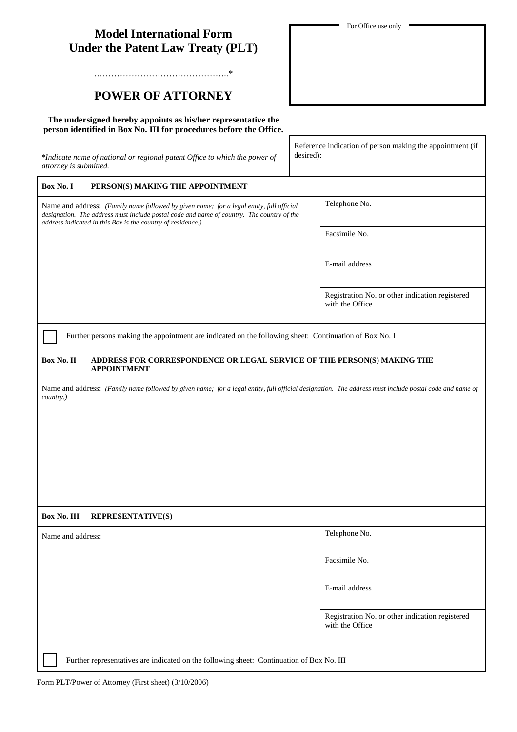# Model International Form Under the PLT (Patent Law Treaty)

…………………………………………..*

For Office use only

## POWER OF ATTORNEY

**The undersigned hereby appoints as his/her representative the person identified in Box No. III for procedures before the Office.**

**Please note that the title reads "Model International Form Under the Patent Law Treaty (PLT)".**

*\*Indicate name of national or regional patent Office to which the power of attorney is submitted.*

Reference indication of person making the appointment (if desired):

| **Box No. I** **PERSON(S) MAKING THE APPOINTMENT** | |
|---|---|
| Name and address: *(Family name followed by given name; for a legal entity, full official designation. The address must include postal code and name of country. The country of the address indicated in this Box is the country of residence.)* | Telephone No. |
| | Facsimile No. |
| | E-mail address |
| | Registration No. or other indication registered with the Office |

☐ Further persons making the appointment are indicated on the following sheet: Continuation of Box No. I

**Box No. II** **ADDRESS FOR CORRESPONDENCE OR LEGAL SERVICE OF THE PERSON(S) MAKING THE APPOINTMENT**

Name and address: *(Family name followed by given name; for a legal entity, full official designation. The address must include postal code and name of country.)*

| **Box No. III** **REPRESENTATIVE(S)** | |
|---|---|
| Name and address: | Telephone No. |
| | Facsimile No. |
| | E-mail address |
| | Registration No. or other indication registered with the Office |

☐ Further representatives are indicated on the following sheet: Continuation of Box No. III

Form PLT/Power of Attorney (First sheet) (3/10/2006)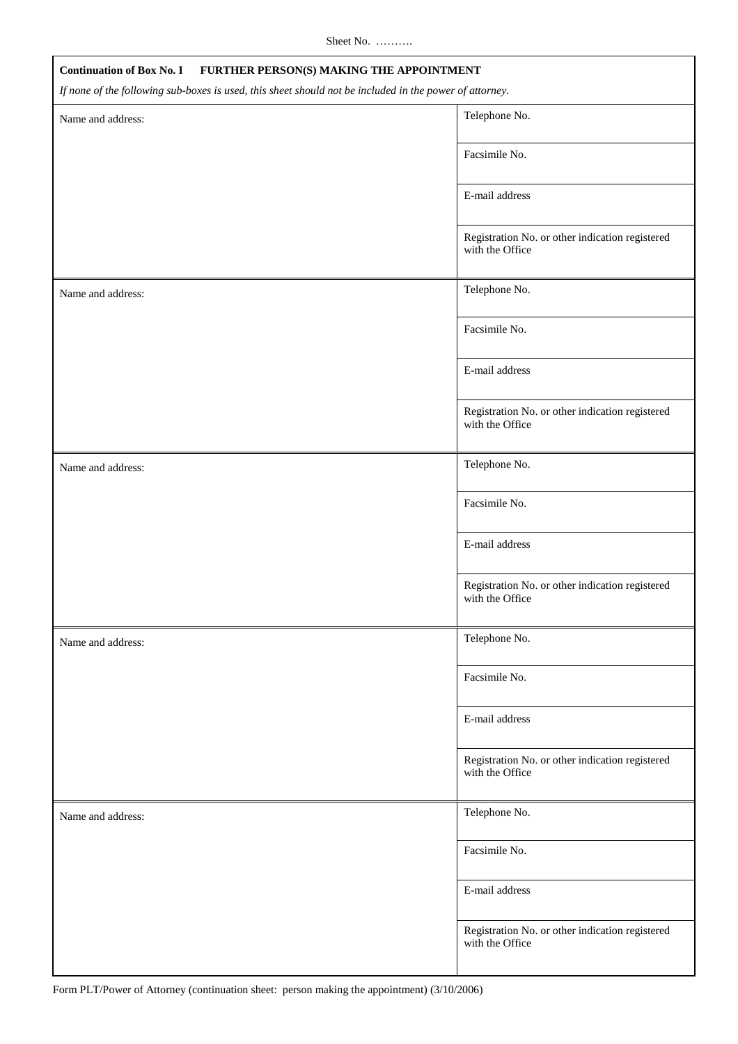Sheet No. ……….

**Continuation of Box No. I FURTHER PERSON(S) MAKING THE APPOINTMENT**

*If none of the following sub-boxes is used, this sheet should not be included in the power of attorney.*

| Name and address: | Telephone No. |
|---|---|
| | Facsimile No. |
| | E-mail address |
| | Registration No. or other indication registered with the Office |

| Name and address: | Telephone No. |
|---|---|
| | Facsimile No. |
| | E-mail address |
| | Registration No. or other indication registered with the Office |

| Name and address: | Telephone No. |
|---|---|
| | Facsimile No. |
| | E-mail address |
| | Registration No. or other indication registered with the Office |

| Name and address: | Telephone No. |
|---|---|
| | Facsimile No. |
| | E-mail address |
| | Registration No. or other indication registered with the Office |

| Name and address: | Telephone No. |
|---|---|
| | Facsimile No. |
| | E-mail address |
| | Registration No. or other indication registered with the Office |

Form PLT/Power of Attorney (continuation sheet: person making the appointment) (3/10/2006)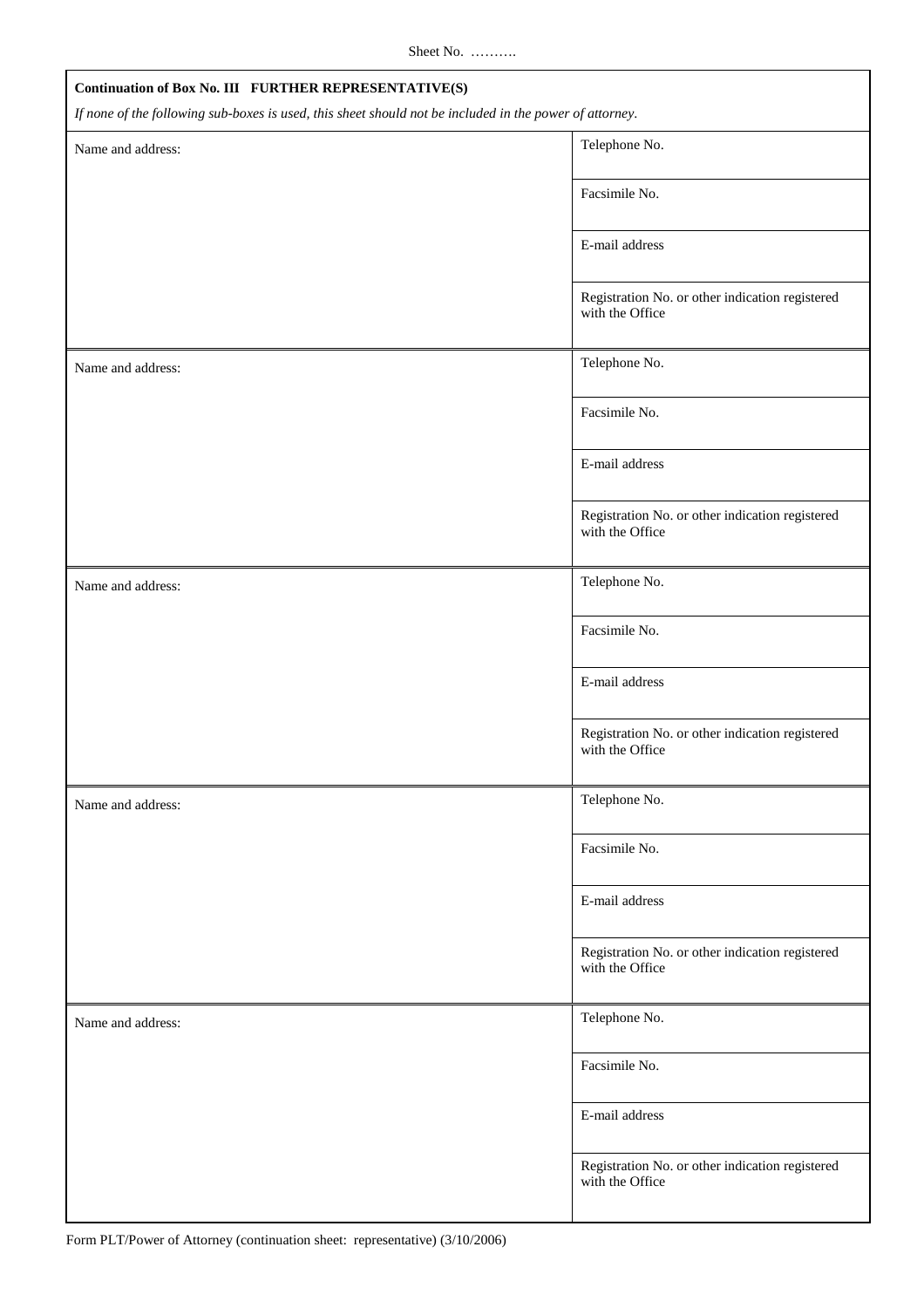Sheet No. ……….

**Continuation of Box No. III FURTHER REPRESENTATIVE(S)**

*If none of the following sub-boxes is used, this sheet should not be included in the power of attorney.*

| Name and address: | Telephone No. |
|---|---|
| | Facsimile No. |
| | E-mail address |
| | Registration No. or other indication registered with the Office |
| Name and address: | Telephone No. |
| | Facsimile No. |
| | E-mail address |
| | Registration No. or other indication registered with the Office |
| Name and address: | Telephone No. |
| | Facsimile No. |
| | E-mail address |
| | Registration No. or other indication registered with the Office |
| Name and address: | Telephone No. |
| | Facsimile No. |
| | E-mail address |
| | Registration No. or other indication registered with the Office |
| Name and address: | Telephone No. |
| | Facsimile No. |
| | E-mail address |
| | Registration No. or other indication registered with the Office |

Form PLT/Power of Attorney (continuation sheet: representative) (3/10/2006)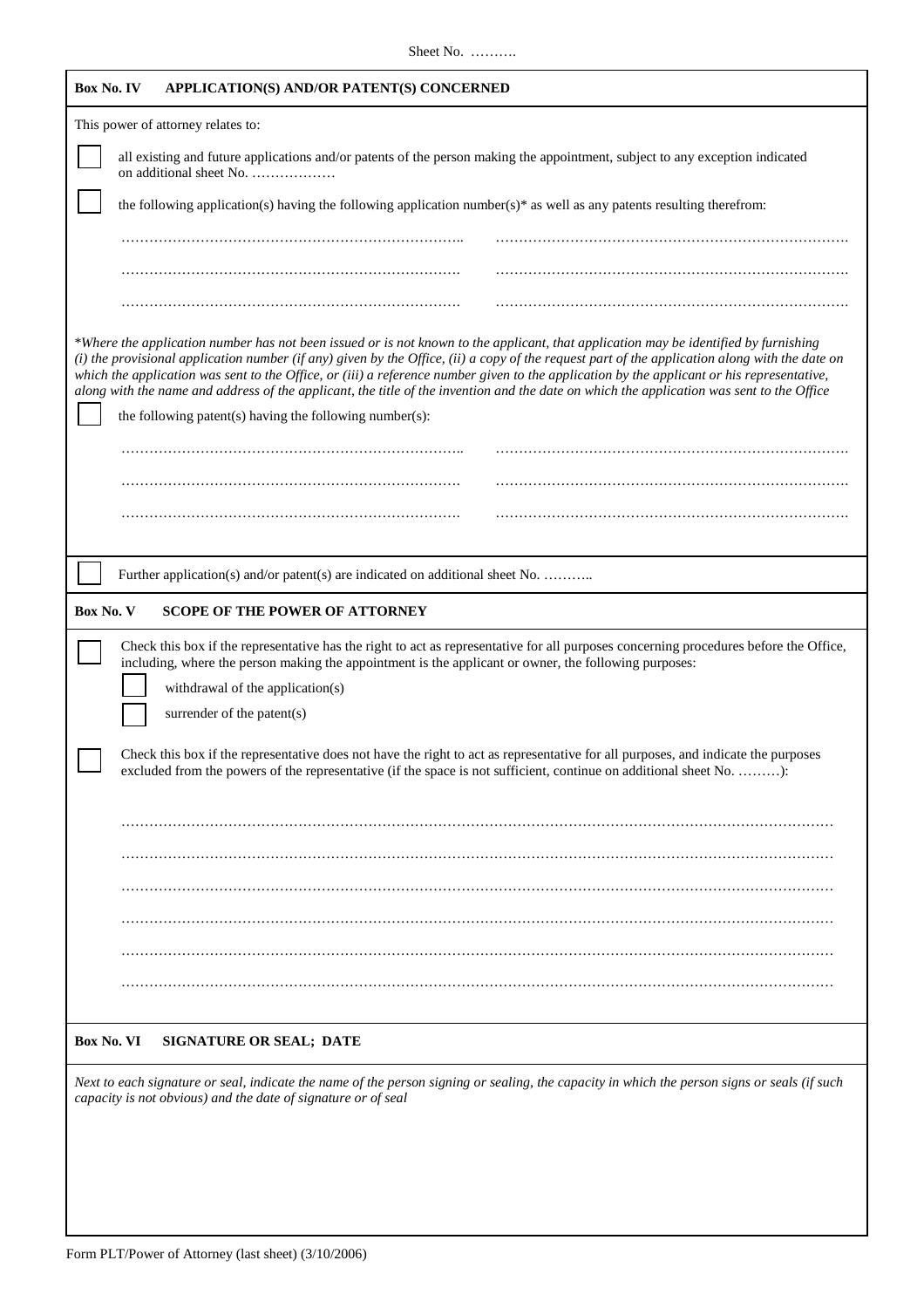Sheet No. ……….

**Box No. IV APPLICATION(S) AND/OR PATENT(S) CONCERNED**

This power of attorney relates to:

☐ all existing and future applications and/or patents of the person making the appointment, subject to any exception indicated on additional sheet No. ………………

☐ the following application(s) having the following application number(s)* as well as any patents resulting therefrom:

……………………………………………………………….. ……………………………………………………………………

………………………………………………………………. ……………………………………………………………………

………………………………………………………………. ……………………………………………………………………

*\*Where the application number has not been issued or is not known to the applicant, that application may be identified by furnishing (i) the provisional application number (if any) given by the Office, (ii) a copy of the request part of the application along with the date on which the application was sent to the Office, or (iii) a reference number given to the application by the applicant or his representative, along with the name and address of the applicant, the title of the invention and the date on which the application was sent to the Office*

☐ the following patent(s) having the following number(s):

……………………………………………………………….. ……………………………………………………………………

………………………………………………………………. ……………………………………………………………………

………………………………………………………………. ……………………………………………………………………

☐ Further application(s) and/or patent(s) are indicated on additional sheet No. ………..

**Box No. V SCOPE OF THE POWER OF ATTORNEY**

☐ Check this box if the representative has the right to act as representative for all purposes concerning procedures before the Office, including, where the person making the appointment is the applicant or owner, the following purposes:

- ☐ withdrawal of the application(s)
- ☐ surrender of the patent(s)

☐ Check this box if the representative does not have the right to act as representative for all purposes, and indicate the purposes excluded from the powers of the representative (if the space is not sufficient, continue on additional sheet No. ………):

………………………………………………………………………………………………………………………………………

………………………………………………………………………………………………………………………………………

………………………………………………………………………………………………………………………………………

………………………………………………………………………………………………………………………………………

………………………………………………………………………………………………………………………………………

………………………………………………………………………………………………………………………………………

**Box No. VI SIGNATURE OR SEAL; DATE**

*Next to each signature or seal, indicate the name of the person signing or sealing, the capacity in which the person signs or seals (if such capacity is not obvious) and the date of signature or of seal*

Form PLT/Power of Attorney (last sheet) (3/10/2006)